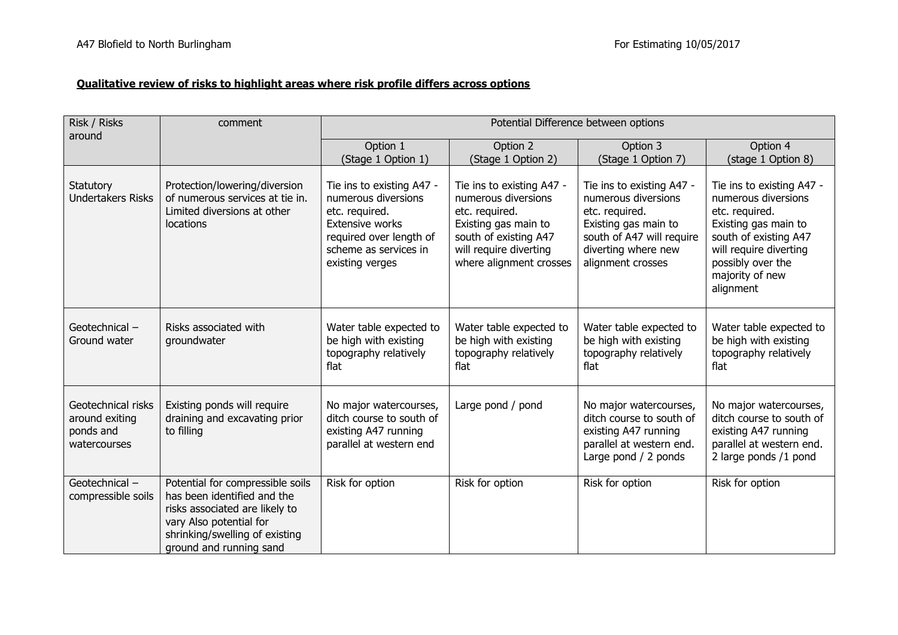A47 Blofield to North Burlingham

For Estimating 10/05/2017

**Qualitative review of risks to highlight areas where risk profile differs across options**

| Risk / Risks around | comment | Potential Difference between options | | | |
|---|---|---|---|---|---|
| | | Option 1 (Stage 1 Option 1) | Option 2 (Stage 1 Option 2) | Option 3 (Stage 1 Option 7) | Option 4 (stage 1 Option 8) |
| Statutory Undertakers Risks | Protection/lowering/diversion of numerous services at tie in. Limited diversions at other locations | Tie ins to existing A47 - numerous diversions etc. required. Extensive works required over length of scheme as services in existing verges | Tie ins to existing A47 - numerous diversions etc. required. Existing gas main to south of existing A47 will require diverting where alignment crosses | Tie ins to existing A47 - numerous diversions etc. required. Existing gas main to south of A47 will require diverting where new alignment crosses | Tie ins to existing A47 - numerous diversions etc. required. Existing gas main to south of existing A47 will require diverting possibly over the majority of new alignment |
| Geotechnical – Ground water | Risks associated with groundwater | Water table expected to be high with existing topography relatively flat | Water table expected to be high with existing topography relatively flat | Water table expected to be high with existing topography relatively flat | Water table expected to be high with existing topography relatively flat |
| Geotechnical risks around exiting ponds and watercourses | Existing ponds will require draining and excavating prior to filling | No major watercourses, ditch course to south of existing A47 running parallel at western end | Large pond / pond | No major watercourses, ditch course to south of existing A47 running parallel at western end. Large pond / 2 ponds | No major watercourses, ditch course to south of existing A47 running parallel at western end. 2 large ponds /1 pond |
| Geotechnical – compressible soils | Potential for compressible soils has been identified and the risks associated are likely to vary Also potential for shrinking/swelling of existing ground and running sand | Risk for option | Risk for option | Risk for option | Risk for option |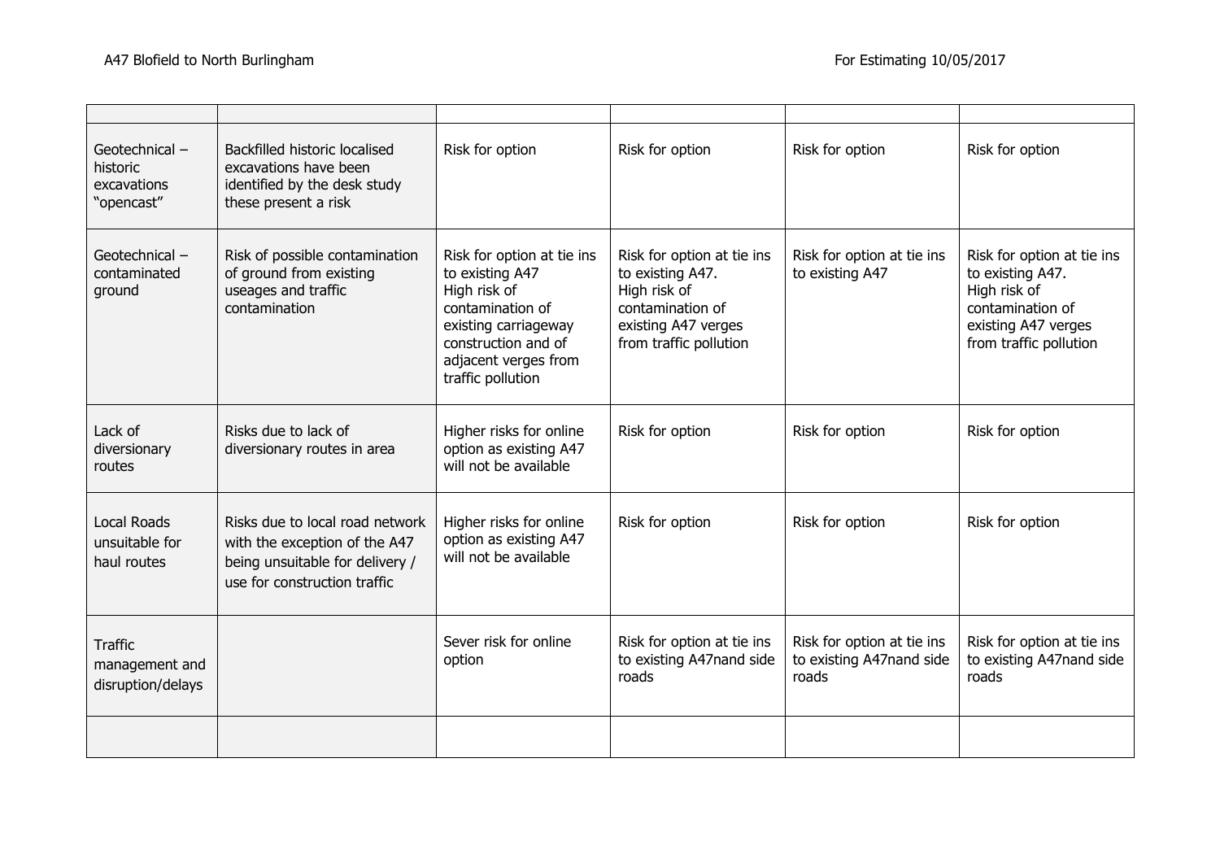| | | | | | |
|---|---|---|---|---|---|
| Geotechnical – historic excavations "opencast" | Backfilled historic localised excavations have been identified by the desk study these present a risk | Risk for option | Risk for option | Risk for option | Risk for option |
| Geotechnical – contaminated ground | Risk of possible contamination of ground from existing useages and traffic contamination | Risk for option at tie ins to existing A47 High risk of contamination of existing carriageway construction and of adjacent verges from traffic pollution | Risk for option at tie ins to existing A47. High risk of contamination of existing A47 verges from traffic pollution | Risk for option at tie ins to existing A47 | Risk for option at tie ins to existing A47. High risk of contamination of existing A47 verges from traffic pollution |
| Lack of diversionary routes | Risks due to lack of diversionary routes in area | Higher risks for online option as existing A47 will not be available | Risk for option | Risk for option | Risk for option |
| Local Roads unsuitable for haul routes | Risks due to local road network with the exception of the A47 being unsuitable for delivery / use for construction traffic | Higher risks for online option as existing A47 will not be available | Risk for option | Risk for option | Risk for option |
| Traffic management and disruption/delays | | Sever risk for online option | Risk for option at tie ins to existing A47nand side roads | Risk for option at tie ins to existing A47nand side roads | Risk for option at tie ins to existing A47nand side roads |
| | | | | | |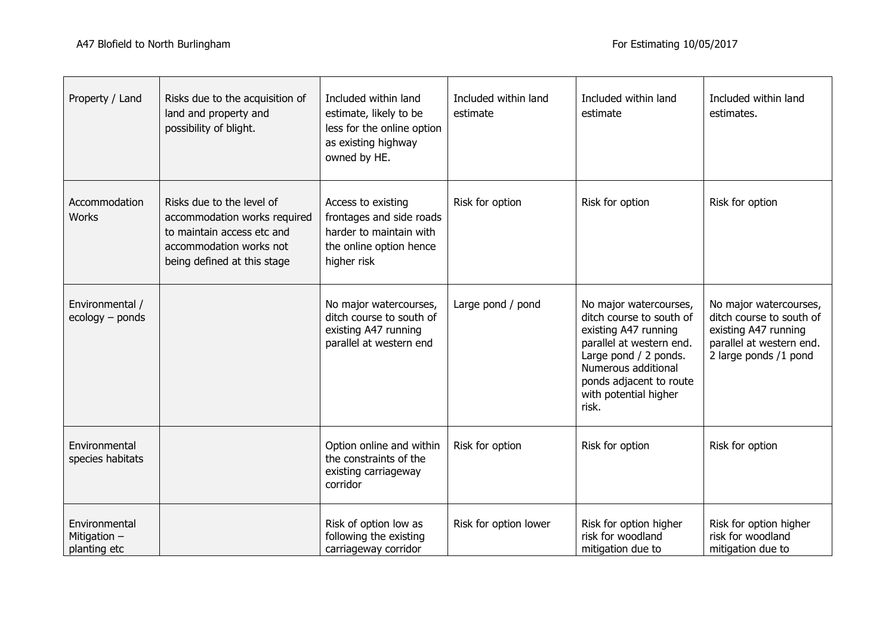| Property / Land | Risks due to the acquisition of land and property and possibility of blight. | Included within land estimate, likely to be less for the online option as existing highway owned by HE. | Included within land estimate | Included within land estimate | Included within land estimates. |
|---|---|---|---|---|---|
| Accommodation Works | Risks due to the level of accommodation works required to maintain access etc and accommodation works not being defined at this stage | Access to existing frontages and side roads harder to maintain with the online option hence higher risk | Risk for option | Risk for option | Risk for option |
| Environmental / ecology – ponds | | No major watercourses, ditch course to south of existing A47 running parallel at western end | Large pond / pond | No major watercourses, ditch course to south of existing A47 running parallel at western end. Large pond / 2 ponds. Numerous additional ponds adjacent to route with potential higher risk. | No major watercourses, ditch course to south of existing A47 running parallel at western end. 2 large ponds /1 pond |
| Environmental species habitats | | Option online and within the constraints of the existing carriageway corridor | Risk for option | Risk for option | Risk for option |
| Environmental Mitigation – planting etc | | Risk of option low as following the existing carriageway corridor | Risk for option lower | Risk for option higher risk for woodland mitigation due to | Risk for option higher risk for woodland mitigation due to |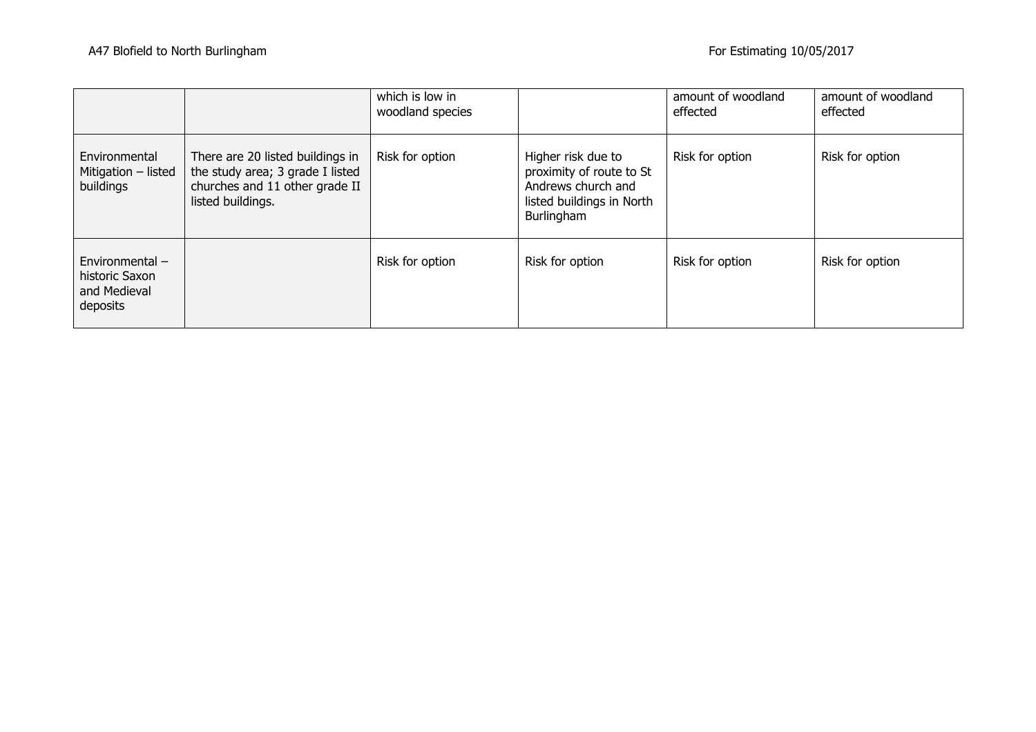| | | | | | |
|---|---|---|---|---|---|
| | | which is low in woodland species | | amount of woodland effected | amount of woodland effected |
| Environmental Mitigation – listed buildings | There are 20 listed buildings in the study area; 3 grade I listed churches and 11 other grade II listed buildings. | Risk for option | Higher risk due to proximity of route to St Andrews church and listed buildings in North Burlingham | Risk for option | Risk for option |
| Environmental – historic Saxon and Medieval deposits | | Risk for option | Risk for option | Risk for option | Risk for option |